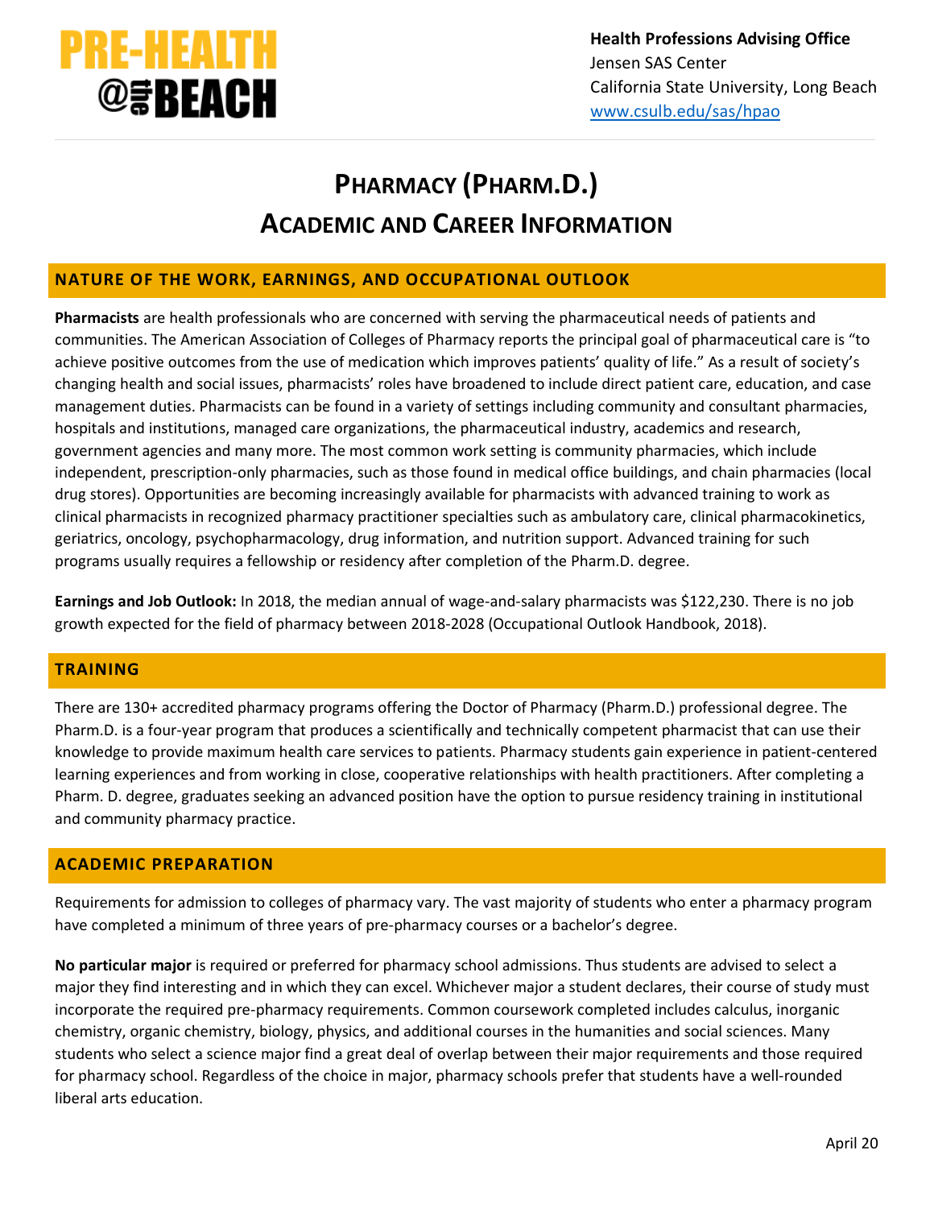PRE-HEALTH @the BEACH

**Health Professions Advising Office**
Jensen SAS Center
California State University, Long Beach
www.csulb.edu/sas/hpao

# PHARMACY (PHARM.D.) ACADEMIC AND CAREER INFORMATION

## NATURE OF THE WORK, EARNINGS, AND OCCUPATIONAL OUTLOOK

**Pharmacists** are health professionals who are concerned with serving the pharmaceutical needs of patients and communities. The American Association of Colleges of Pharmacy reports the principal goal of pharmaceutical care is "to achieve positive outcomes from the use of medication which improves patients' quality of life." As a result of society's changing health and social issues, pharmacists' roles have broadened to include direct patient care, education, and case management duties. Pharmacists can be found in a variety of settings including community and consultant pharmacies, hospitals and institutions, managed care organizations, the pharmaceutical industry, academics and research, government agencies and many more. The most common work setting is community pharmacies, which include independent, prescription-only pharmacies, such as those found in medical office buildings, and chain pharmacies (local drug stores). Opportunities are becoming increasingly available for pharmacists with advanced training to work as clinical pharmacists in recognized pharmacy practitioner specialties such as ambulatory care, clinical pharmacokinetics, geriatrics, oncology, psychopharmacology, drug information, and nutrition support. Advanced training for such programs usually requires a fellowship or residency after completion of the Pharm.D. degree.

**Earnings and Job Outlook:** In 2018, the median annual of wage-and-salary pharmacists was $122,230. There is no job growth expected for the field of pharmacy between 2018-2028 (Occupational Outlook Handbook, 2018).

## TRAINING

There are 130+ accredited pharmacy programs offering the Doctor of Pharmacy (Pharm.D.) professional degree. The Pharm.D. is a four-year program that produces a scientifically and technically competent pharmacist that can use their knowledge to provide maximum health care services to patients. Pharmacy students gain experience in patient-centered learning experiences and from working in close, cooperative relationships with health practitioners. After completing a Pharm. D. degree, graduates seeking an advanced position have the option to pursue residency training in institutional and community pharmacy practice.

## ACADEMIC PREPARATION

Requirements for admission to colleges of pharmacy vary. The vast majority of students who enter a pharmacy program have completed a minimum of three years of pre-pharmacy courses or a bachelor's degree.

**No particular major** is required or preferred for pharmacy school admissions. Thus students are advised to select a major they find interesting and in which they can excel. Whichever major a student declares, their course of study must incorporate the required pre-pharmacy requirements. Common coursework completed includes calculus, inorganic chemistry, organic chemistry, biology, physics, and additional courses in the humanities and social sciences. Many students who select a science major find a great deal of overlap between their major requirements and those required for pharmacy school. Regardless of the choice in major, pharmacy schools prefer that students have a well-rounded liberal arts education.

April 20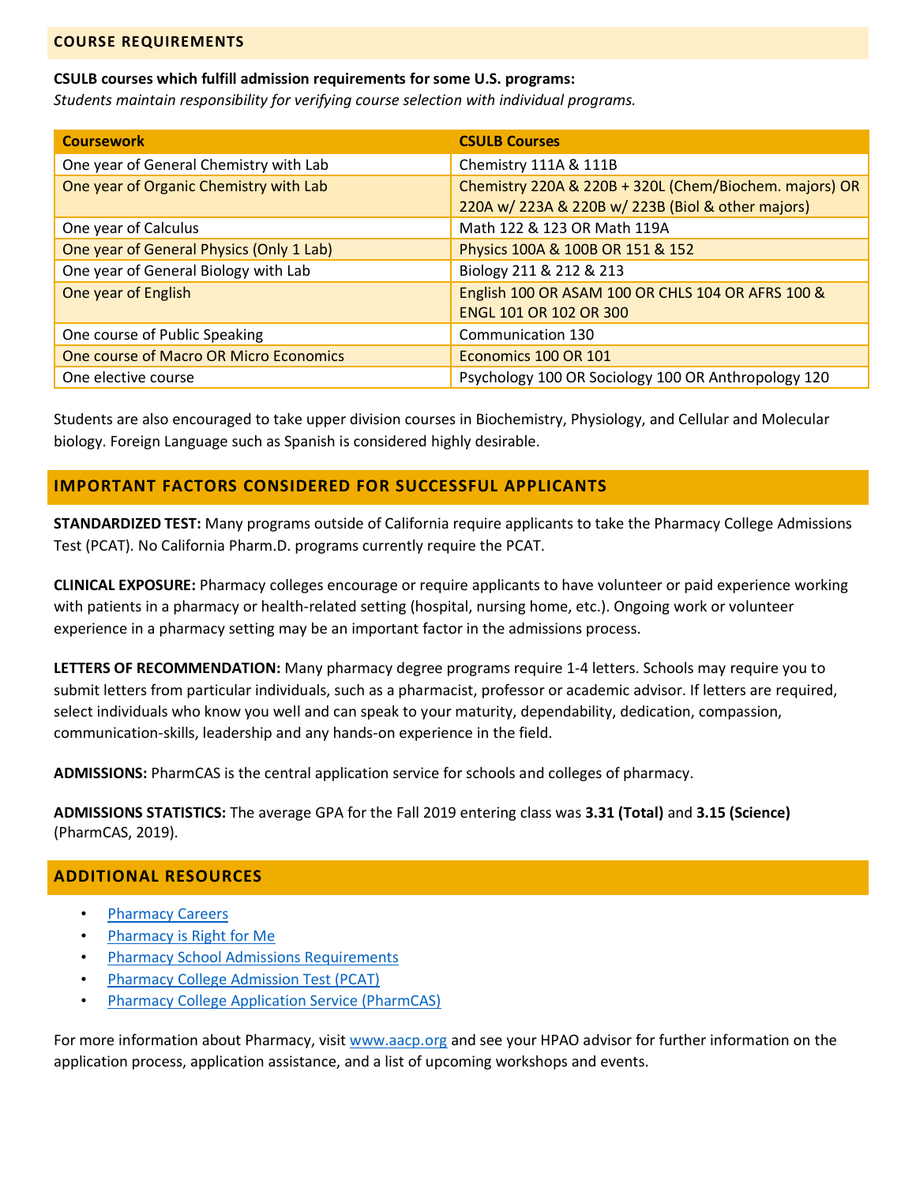## COURSE REQUIREMENTS

**CSULB courses which fulfill admission requirements for some U.S. programs:**
*Students maintain responsibility for verifying course selection with individual programs.*

| Coursework | CSULB Courses |
|---|---|
| One year of General Chemistry with Lab | Chemistry 111A & 111B |
| One year of Organic Chemistry with Lab | Chemistry 220A & 220B + 320L (Chem/Biochem. majors) OR 220A w/ 223A & 220B w/ 223B (Biol & other majors) |
| One year of Calculus | Math 122 & 123 OR Math 119A |
| One year of General Physics (Only 1 Lab) | Physics 100A & 100B OR 151 & 152 |
| One year of General Biology with Lab | Biology 211 & 212 & 213 |
| One year of English | English 100 OR ASAM 100 OR CHLS 104 OR AFRS 100 & ENGL 101 OR 102 OR 300 |
| One course of Public Speaking | Communication 130 |
| One course of Macro OR Micro Economics | Economics 100 OR 101 |
| One elective course | Psychology 100 OR Sociology 100 OR Anthropology 120 |

Students are also encouraged to take upper division courses in Biochemistry, Physiology, and Cellular and Molecular biology. Foreign Language such as Spanish is considered highly desirable.

## IMPORTANT FACTORS CONSIDERED FOR SUCCESSFUL APPLICANTS

**STANDARDIZED TEST:** Many programs outside of California require applicants to take the Pharmacy College Admissions Test (PCAT). No California Pharm.D. programs currently require the PCAT.

**CLINICAL EXPOSURE:** Pharmacy colleges encourage or require applicants to have volunteer or paid experience working with patients in a pharmacy or health-related setting (hospital, nursing home, etc.). Ongoing work or volunteer experience in a pharmacy setting may be an important factor in the admissions process.

**LETTERS OF RECOMMENDATION:** Many pharmacy degree programs require 1-4 letters. Schools may require you to submit letters from particular individuals, such as a pharmacist, professor or academic advisor. If letters are required, select individuals who know you well and can speak to your maturity, dependability, dedication, compassion, communication-skills, leadership and any hands-on experience in the field.

**ADMISSIONS:** PharmCAS is the central application service for schools and colleges of pharmacy.

**ADMISSIONS STATISTICS:** The average GPA for the Fall 2019 entering class was **3.31 (Total)** and **3.15 (Science)** (PharmCAS, 2019).

## ADDITIONAL RESOURCES

- Pharmacy Careers
- Pharmacy is Right for Me
- Pharmacy School Admissions Requirements
- Pharmacy College Admission Test (PCAT)
- Pharmacy College Application Service (PharmCAS)

For more information about Pharmacy, visit www.aacp.org and see your HPAO advisor for further information on the application process, application assistance, and a list of upcoming workshops and events.